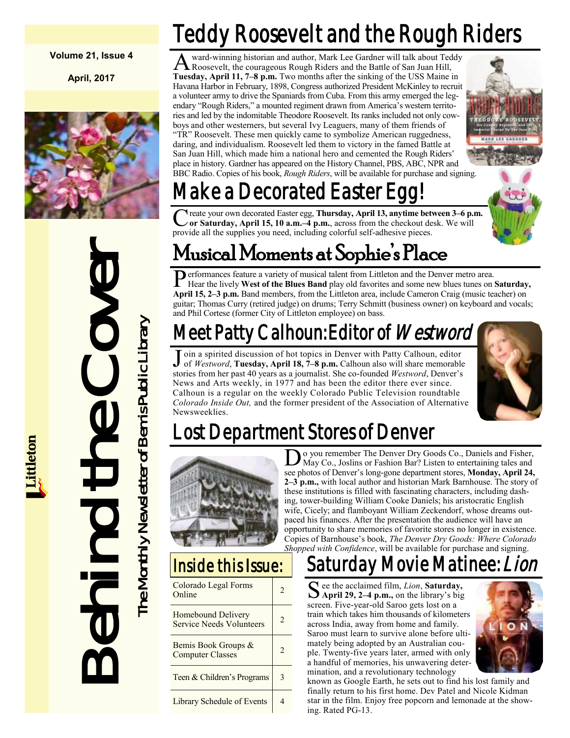Volume 21, Issue 4

April, 2017

Littleton

# Behind the Cover

The Monthly Newsletter of Bemis Public Library

## Teddy Roosevelt and the Rough Riders

Award-winning historian and author, Mark Lee Gardner will talk about Teddy Roosevelt, the courageous Rough Riders and the Battle of San Juan Hill, **Tuesday, April 11, 7–8 p.m.** Two months after the sinking of the USS Maine in Havana Harbor in February, 1898, Congress authorized President McKinley to recruit a volunteer army to drive the Spaniards from Cuba. From this army emerged the legendary "Rough Riders," a mounted regiment drawn from America's western territories and led by the indomitable Theodore Roosevelt. Its ranks included not only cowboys and other westerners, but several Ivy Leaguers, many of them friends of "TR" Roosevelt. These men quickly came to symbolize American ruggedness, daring, and individualism. Roosevelt led them to victory in the famed Battle at San Juan Hill, which made him a national hero and cemented the Rough Riders' place in history. Gardner has appeared on the History Channel, PBS, ABC, NPR and BBC Radio. Copies of his book, *Rough Riders*, will be available for purchase and signing.

## Make a Decorated Easter Egg!

Create your own decorated Easter egg, **Thursday, April 13, anytime between 3–6 p.m. or Saturday, April 15, 10 a.m.–4 p.m.**, across from the checkout desk. We will provide all the supplies you need, including colorful self-adhesive pieces.

## Musical Moments at Sophie's Place

Performances feature a variety of musical talent from Littleton and the Denver metro area. Hear the lively **West of the Blues Band** play old favorites and some new blues tunes on **Saturday, April 15, 2–3 p.m.** Band members, from the Littleton area, include Cameron Craig (music teacher) on guitar; Thomas Curry (retired judge) on drums; Terry Schmitt (business owner) on keyboard and vocals; and Phil Cortese (former City of Littleton employee) on bass.

## Meet Patty Calhoun: Editor of *Westword*

Join a spirited discussion of hot topics in Denver with Patty Calhoun, editor of *Westword*, **Tuesday, April 18, 7–8 p.m.** Calhoun also will share memorable stories from her past 40 years as a journalist. She co-founded *Westword*, Denver's News and Arts weekly, in 1977 and has been the editor there ever since. Calhoun is a regular on the weekly Colorado Public Television roundtable *Colorado Inside Out,* and the former president of the Association of Alternative Newsweeklies.

## Lost Department Stores of Denver

Do you remember The Denver Dry Goods Co., Daniels and Fisher, May Co., Joslins or Fashion Bar? Listen to entertaining tales and see photos of Denver's long-gone department stores, **Monday, April 24, 2–3 p.m.,** with local author and historian Mark Barnhouse. The story of these institutions is filled with fascinating characters, including dashing, tower-building William Cooke Daniels; his aristocratic English wife, Cicely; and flamboyant William Zeckendorf, whose dreams outpaced his finances. After the presentation the audience will have an opportunity to share memories of favorite stores no longer in existence. Copies of Barnhouse's book, *The Denver Dry Goods: Where Colorado Shopped with Confidence*, will be available for purchase and signing.

## Inside this Issue:

| | |
|---|---|
| Colorado Legal Forms Online | 2 |
| Homebound Delivery Service Needs Volunteers | 2 |
| Bemis Book Groups & Computer Classes | 2 |
| Teen & Children's Programs | 3 |
| Library Schedule of Events | 4 |

## Saturday Movie Matinee: *Lion*

See the acclaimed film, *Lion*, **Saturday, April 29, 2–4 p.m.,** on the library's big screen. Five-year-old Saroo gets lost on a train which takes him thousands of kilometers across India, away from home and family. Saroo must learn to survive alone before ultimately being adopted by an Australian couple. Twenty-five years later, armed with only a handful of memories, his unwavering determination, and a revolutionary technology known as Google Earth, he sets out to find his lost family and finally return to his first home. Dev Patel and Nicole Kidman star in the film. Enjoy free popcorn and lemonade at the showing. Rated PG-13.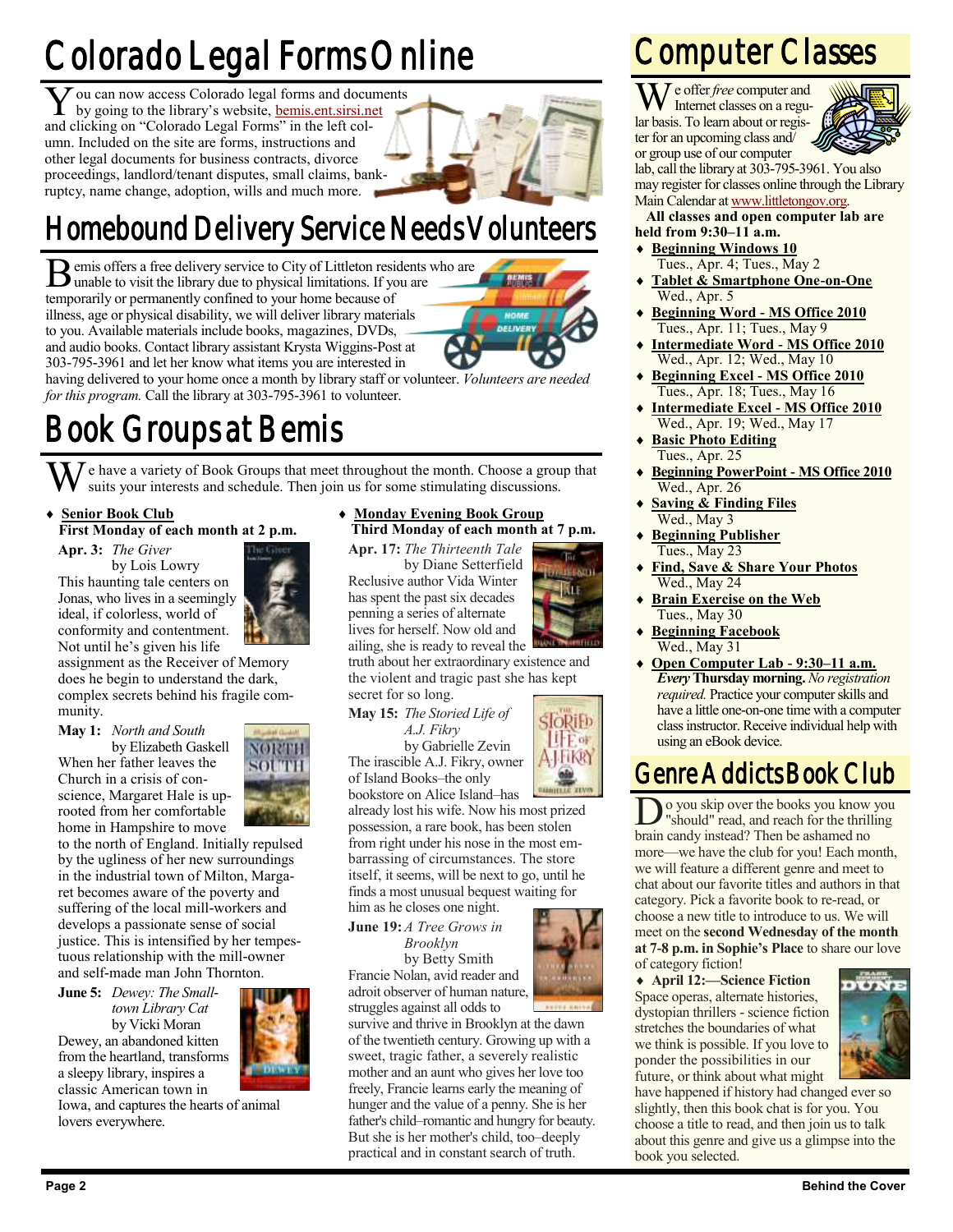# Colorado Legal Forms Online

You can now access Colorado legal forms and documents by going to the library's website, bemis.ent.sirsi.net and clicking on "Colorado Legal Forms" in the left column. Included on the site are forms, instructions and other legal documents for business contracts, divorce proceedings, landlord/tenant disputes, small claims, bankruptcy, name change, adoption, wills and much more.

# Homebound Delivery Service Needs Volunteers

Bemis offers a free delivery service to City of Littleton residents who are unable to visit the library due to physical limitations. If you are temporarily or permanently confined to your home because of illness, age or physical disability, we will deliver library materials to you. Available materials include books, magazines, DVDs, and audio books. Contact library assistant Krysta Wiggins-Post at 303-795-3961 and let her know what items you are interested in having delivered to your home once a month by library staff or volunteer. *Volunteers are needed for this program.* Call the library at 303-795-3961 to volunteer.

# Book Groups at Bemis

We have a variety of Book Groups that meet throughout the month. Choose a group that suits your interests and schedule. Then join us for some stimulating discussions.

- **Senior Book Club**
  **First Monday of each month at 2 p.m.**

**Apr. 3:** *The Giver*
by Lois Lowry
This haunting tale centers on Jonas, who lives in a seemingly ideal, if colorless, world of conformity and contentment. Not until he's given his life assignment as the Receiver of Memory does he begin to understand the dark, complex secrets behind his fragile community.

**May 1:** *North and South*
by Elizabeth Gaskell
When her father leaves the Church in a crisis of conscience, Margaret Hale is uprooted from her comfortable home in Hampshire to move to the north of England. Initially repulsed by the ugliness of her new surroundings in the industrial town of Milton, Margaret becomes aware of the poverty and suffering of the local mill-workers and develops a passionate sense of social justice. This is intensified by her tempestuous relationship with the mill-owner and self-made man John Thornton.

**June 5:** *Dewey: The Small-town Library Cat*
by Vicki Moran
Dewey, an abandoned kitten from the heartland, transforms a sleepy library, inspires a classic American town in Iowa, and captures the hearts of animal lovers everywhere.

- **Monday Evening Book Group**
  **Third Monday of each month at 7 p.m.**

**Apr. 17:** *The Thirteenth Tale*
by Diane Setterfield
Reclusive author Vida Winter has spent the past six decades penning a series of alternate lives for herself. Now old and ailing, she is ready to reveal the truth about her extraordinary existence and the violent and tragic past she has kept secret for so long.

**May 15:** *The Storied Life of A.J. Fikry*
by Gabrielle Zevin
The irascible A.J. Fikry, owner of Island Books–the only bookstore on Alice Island–has already lost his wife. Now his most prized possession, a rare book, has been stolen from right under his nose in the most embarrassing of circumstances. The store itself, it seems, will be next to go, until he finds a most unusual bequest waiting for him as he closes one night.

**June 19:** *A Tree Grows in Brooklyn*
by Betty Smith
Francie Nolan, avid reader and adroit observer of human nature, struggles against all odds to survive and thrive in Brooklyn at the dawn of the twentieth century. Growing up with a sweet, tragic father, a severely realistic mother and an aunt who gives her love too freely, Francie learns early the meaning of hunger and the value of a penny. She is her father's child–romantic and hungry for beauty. But she is her mother's child, too–deeply practical and in constant search of truth.

# Computer Classes

We offer *free* computer and Internet classes on a regular basis. To learn about or register for an upcoming class and/or group use of our computer lab, call the library at 303-795-3961. You also may register for classes online through the Library Main Calendar at www.littletongov.org.

**All classes and open computer lab are held from 9:30–11 a.m.**

- **Beginning Windows 10**
  Tues., Apr. 4; Tues., May 2
- **Tablet & Smartphone One-on-One**
  Wed., Apr. 5
- **Beginning Word - MS Office 2010**
  Tues., Apr. 11; Tues., May 9
- **Intermediate Word - MS Office 2010**
  Wed., Apr. 12; Wed., May 10
- **Beginning Excel - MS Office 2010**
  Tues., Apr. 18; Tues., May 16
- **Intermediate Excel - MS Office 2010**
  Wed., Apr. 19; Wed., May 17
- **Basic Photo Editing**
  Tues., Apr. 25
- **Beginning PowerPoint - MS Office 2010**
  Wed., Apr. 26
- **Saving & Finding Files**
  Wed., May 3
- **Beginning Publisher**
  Tues., May 23
- **Find, Save & Share Your Photos**
  Wed., May 24
- **Brain Exercise on the Web**
  Tues., May 30
- **Beginning Facebook**
  Wed., May 31
- **Open Computer Lab - 9:30–11 a.m.**
  ***Every* Thursday morning.** *No registration required.* Practice your computer skills and have a little one-on-one time with a computer class instructor. Receive individual help with using an eBook device.

# Genre Addicts Book Club

Do you skip over the books you know you "should" read, and reach for the thrilling brain candy instead? Then be ashamed no more—we have the club for you! Each month, we will feature a different genre and meet to chat about our favorite titles and authors in that category. Pick a favorite book to re-read, or choose a new title to introduce to us. We will meet on the **second Wednesday of the month at 7-8 p.m. in Sophie's Place** to share our love of category fiction!

- **April 12:—Science Fiction**
  Space operas, alternate histories, dystopian thrillers - science fiction stretches the boundaries of what we think is possible. If you love to ponder the possibilities in our future, or think about what might have happened if history had changed ever so slightly, then this book chat is for you. You choose a title to read, and then join us to talk about this genre and give us a glimpse into the book you selected.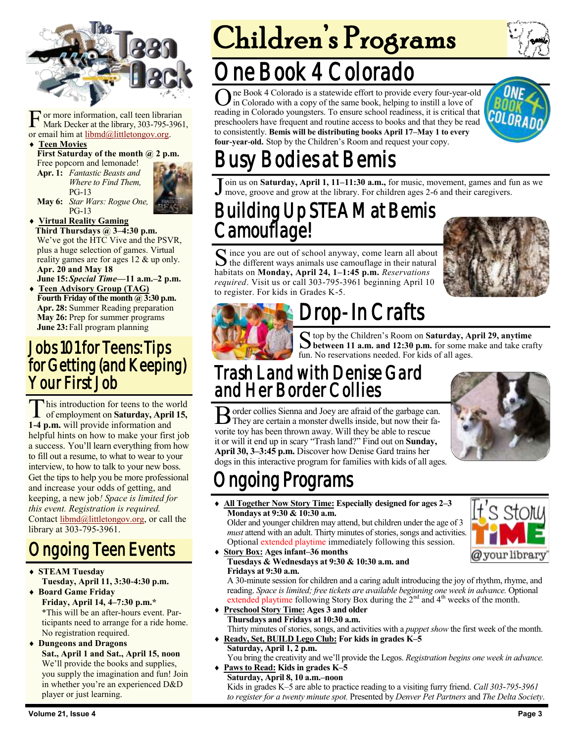For more information, call teen librarian Mark Decker at the library, 303-795-3961, or email him at libmd@littletongov.org.

- **Teen Movies**
  **First Saturday of the month @ 2 p.m.**
  Free popcorn and lemonade!
  **Apr. 1:** *Fantastic Beasts and Where to Find Them,* PG-13
  **May 6:** *Star Wars: Rogue One,* PG-13
- **Virtual Reality Gaming**
  **Third Thursdays @ 3–4:30 p.m.**
  We've got the HTC Vive and the PSVR, plus a huge selection of games. Virtual reality games are for ages 12 & up only.
  **Apr. 20 and May 18**
  **June 15:** ***Special Time*—11 a.m.–2 p.m.**
- **Teen Advisory Group (TAG)**
  **Fourth Friday of the month @ 3:30 p.m.**
  **Apr. 28:** Summer Reading preparation
  **May 26:** Prep for summer programs
  **June 23:** Fall program planning

## Jobs 101 for Teens: Tips for Getting (and Keeping) Your First Job

This introduction for teens to the world of employment on **Saturday, April 15, 1-4 p.m.** will provide information and helpful hints on how to make your first job a success. You'll learn everything from how to fill out a resume, to what to wear to your interview, to how to talk to your new boss. Get the tips to help you be more professional and increase your odds of getting, and keeping, a new job*! Space is limited for this event. Registration is required.* Contact libmd@littletongov.org, or call the library at 303-795-3961.

## Ongoing Teen Events

- **STEAM Tuesday**
  **Tuesday, April 11, 3:30-4:30 p.m.**
- **Board Game Friday**
  **Friday, April 14, 4–7:30 p.m.***
  *This will be an after-hours event. Participants need to arrange for a ride home. No registration required.
- **Dungeons and Dragons**
  **Sat., April 1 and Sat., April 15, noon**
  We'll provide the books and supplies, you supply the imagination and fun! Join in whether you're an experienced D&D player or just learning.

# Children's Programs

## One Book 4 Colorado

One Book 4 Colorado is a statewide effort to provide every four-year-old in Colorado with a copy of the same book, helping to instill a love of reading in Colorado youngsters. To ensure school readiness, it is critical that preschoolers have frequent and routine access to books and that they be read to consistently. **Bemis will be distributing books April 17–May 1 to every four-year-old.** Stop by the Children's Room and request your copy.

## Busy Bodies at Bemis

Join us on **Saturday, April 1, 11–11:30 a.m.,** for music, movement, games and fun as we move, groove and grow at the library. For children ages 2-6 and their caregivers.

## Building Up STEAM at Bemis Camouflage!

Since you are out of school anyway, come learn all about the different ways animals use camouflage in their natural habitats on **Monday, April 24, 1–1:45 p.m.** *Reservations required*. Visit us or call 303-795-3961 beginning April 10 to register. For kids in Grades K-5.

## Drop-In Crafts

Stop by the Children's Room on **Saturday, April 29, anytime between 11 a.m. and 12:30 p.m.** for some make and take crafty fun. No reservations needed. For kids of all ages.

## Trash Land with Denise Gard and Her Border Collies

Border collies Sienna and Joey are afraid of the garbage can. They are certain a monster dwells inside, but now their favorite toy has been thrown away. Will they be able to rescue it or will it end up in scary "Trash land?" Find out on **Sunday, April 30, 3–3:45 p.m.** Discover how Denise Gard trains her dogs in this interactive program for families with kids of all ages.

## Ongoing Programs

- **All Together Now Story Time: Especially designed for ages 2–3**
  **Mondays at 9:30 & 10:30 a.m.**
  Older and younger children may attend, but children under the age of 3 *must* attend with an adult. Thirty minutes of stories, songs and activities. Optional extended playtime immediately following this session.
- **Story Box: Ages infant–36 months**
  **Tuesdays & Wednesdays at 9:30 & 10:30 a.m. and Fridays at 9:30 a.m.**
  A 30-minute session for children and a caring adult introducing the joy of rhythm, rhyme, and reading. *Space is limited; free tickets are available beginning one week in advance.* Optional extended playtime following Story Box during the 2nd and 4th weeks of the month.
- **Preschool Story Time: Ages 3 and older**
  **Thursdays and Fridays at 10:30 a.m.**
  Thirty minutes of stories, songs, and activities with a *puppet show* the first week of the month.
- **Ready, Set, BUILD Lego Club: For kids in grades K–5**
  **Saturday, April 1, 2 p.m.**
  You bring the creativity and we'll provide the Legos. *Registration begins one week in advance.*
- **Paws to Read: Kids in grades K–5**
  **Saturday, April 8, 10 a.m.–noon**
  Kids in grades K–5 are able to practice reading to a visiting furry friend. *Call 303-795-3961 to register for a twenty minute spot.* Presented by *Denver Pet Partners* and *The Delta Society*.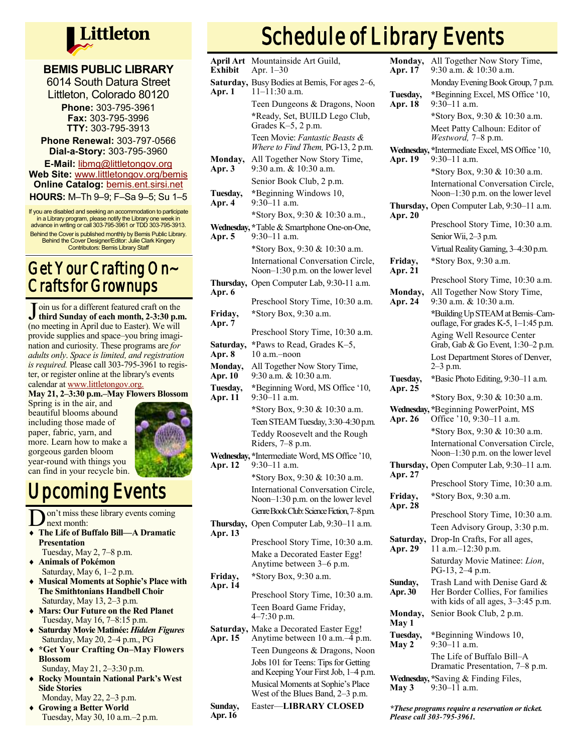# Littleton

## BEMIS PUBLIC LIBRARY

6014 South Datura Street
Littleton, Colorado 80120

**Phone:** 303-795-3961
**Fax:** 303-795-3996
**TTY:** 303-795-3913

**Phone Renewal:** 303-797-0566
**Dial-a-Story:** 303-795-3960

**E-Mail:** libmg@littletongov.org
**Web Site:** www.littletongov.org/bemis
**Online Catalog:** bemis.ent.sirsi.net

**HOURS:** M–Th 9–9; F–Sa 9–5; Su 1–5

If you are disabled and seeking an accommodation to participate in a Library program, please notify the Library one week in advance in writing or call 303-795-3961 or TDD 303-795-3913.

Behind the Cover is published monthly by Bemis Public Library. Behind the Cover Designer/Editor: Julie Clark Kingery Contributors: Bemis Library Staff

## Get Your Crafting On~ Crafts for Grownups

Join us for a different featured craft on the **third Sunday of each month, 2-3:30 p.m.** (no meeting in April due to Easter). We will provide supplies and space–you bring imagination and curiosity. These programs are *for adults only*. *Space is limited, and registration is required.* Please call 303-795-3961 to register, or register online at the library's events calendar at www.littletongov.org.

**May 21, 2–3:30 p.m.–May Flowers Blossom**

Spring is in the air, and beautiful blooms abound including those made of paper, fabric, yarn, and more. Learn how to make a gorgeous garden bloom year-round with things you can find in your recycle bin.

## Upcoming Events

Don't miss these library events coming next month:

- **The Life of Buffalo Bill—A Dramatic Presentation**
  Tuesday, May 2, 7–8 p.m.
- **Animals of Pokémon**
  Saturday, May 6, 1–2 p.m.
- **Musical Moments at Sophie's Place with The Smithtonians Handbell Choir**
  Saturday, May 13, 2–3 p.m.
- **Mars: Our Future on the Red Planet**
  Tuesday, May 16, 7–8:15 p.m.
- **Saturday Movie Matinée: *Hidden Figures***
  Saturday, May 20, 2–4 p.m., PG
- ***Get Your Crafting On–May Flowers Blossom**
  Sunday, May 21, 2–3:30 p.m.
- **Rocky Mountain National Park's West Side Stories**
  Monday, May 22, 2–3 p.m.
- **Growing a Better World**
  Tuesday, May 30, 10 a.m.–2 p.m.

# Schedule of Library Events

| | |
|---|---|
| **April Art Exhibit** | Mountainside Art Guild, Apr. 1–30 |
| **Saturday, Apr. 1** | Busy Bodies at Bemis, For ages 2–6, 11–11:30 a.m. |
| | Teen Dungeons & Dragons, Noon |
| | *Ready, Set, BUILD Lego Club, Grades K–5, 2 p.m. |
| | Teen Movie: *Fantastic Beasts & Where to Find Them,* PG-13, 2 p.m. |
| **Monday, Apr. 3** | All Together Now Story Time, 9:30 a.m. & 10:30 a.m. |
| | Senior Book Club, 2 p.m. |
| **Tuesday, Apr. 4** | *Beginning Windows 10, 9:30–11 a.m. |
| | *Story Box, 9:30 & 10:30 a.m., |
| **Wednesday, Apr. 5** | *Table & Smartphone One-on-One, 9:30–11 a.m. |
| | *Story Box, 9:30 & 10:30 a.m. |
| | International Conversation Circle, Noon–1:30 p.m. on the lower level |
| **Thursday, Apr. 6** | Open Computer Lab, 9:30-11 a.m. |
| | Preschool Story Time, 10:30 a.m. |
| **Friday, Apr. 7** | *Story Box, 9:30 a.m. |
| | Preschool Story Time, 10:30 a.m. |
| **Saturday, Apr. 8** | *Paws to Read, Grades K–5, 10 a.m.–noon |
| **Monday, Apr. 10** | All Together Now Story Time, 9:30 a.m. & 10:30 a.m. |
| **Tuesday, Apr. 11** | *Beginning Word, MS Office '10, 9:30–11 a.m. |
| | *Story Box, 9:30 & 10:30 a.m. |
| | Teen STEAM Tuesday, 3:30–4:30 p.m. |
| | Teddy Roosevelt and the Rough Riders, 7–8 p.m. |
| **Wednesday, Apr. 12** | *Intermediate Word, MS Office '10, 9:30–11 a.m. |
| | *Story Box, 9:30 & 10:30 a.m. |
| | International Conversation Circle, Noon–1:30 p.m. on the lower level |
| | Genre Book Club: Science Fiction, 7–8 p.m. |
| **Thursday, Apr. 13** | Open Computer Lab, 9:30–11 a.m. |
| | Preschool Story Time, 10:30 a.m. |
| | Make a Decorated Easter Egg! Anytime between 3–6 p.m. |
| **Friday, Apr. 14** | *Story Box, 9:30 a.m. |
| | Preschool Story Time, 10:30 a.m. |
| | Teen Board Game Friday, 4–7:30 p.m. |
| **Saturday, Apr. 15** | Make a Decorated Easter Egg! Anytime between 10 a.m.–4 p.m. |
| | Teen Dungeons & Dragons, Noon |
| | Jobs 101 for Teens: Tips for Getting and Keeping Your First Job, 1–4 p.m. |
| | Musical Moments at Sophie's Place West of the Blues Band, 2–3 p.m. |
| **Sunday, Apr. 16** | Easter—**LIBRARY CLOSED** |
| **Monday, Apr. 17** | All Together Now Story Time, 9:30 a.m. & 10:30 a.m. |
| | Monday Evening Book Group, 7 p.m. |
| **Tuesday, Apr. 18** | *Beginning Excel, MS Office '10, 9:30–11 a.m. |
| | *Story Box, 9:30 & 10:30 a.m. |
| | Meet Patty Calhoun: Editor of *Westword,* 7–8 p.m. |
| **Wednesday, Apr. 19** | *Intermediate Excel, MS Office '10, 9:30–11 a.m. |
| | *Story Box, 9:30 & 10:30 a.m. |
| | International Conversation Circle, Noon–1:30 p.m. on the lower level |
| **Thursday, Apr. 20** | Open Computer Lab, 9:30–11 a.m. |
| | Preschool Story Time, 10:30 a.m. |
| | Senior Wii, 2–3 p.m. |
| | Virtual Reality Gaming, 3–4:30 p.m. |
| **Friday, Apr. 21** | *Story Box, 9:30 a.m. |
| | Preschool Story Time, 10:30 a.m. |
| **Monday, Apr. 24** | All Together Now Story Time, 9:30 a.m. & 10:30 a.m. |
| | *Building Up STEAM at Bemis–Camouflage, For grades K-5, 1–1:45 p.m. |
| | Aging Well Resource Center Grab, Gab & Go Event, 1:30–2 p.m. |
| | Lost Department Stores of Denver, 2–3 p.m. |
| **Tuesday, Apr. 25** | *Basic Photo Editing, 9:30–11 a.m. |
| | *Story Box, 9:30 & 10:30 a.m. |
| **Wednesday, Apr. 26** | *Beginning PowerPoint, MS Office '10, 9:30–11 a.m. |
| | *Story Box, 9:30 & 10:30 a.m. |
| | International Conversation Circle, Noon–1:30 p.m. on the lower level |
| **Thursday, Apr. 27** | Open Computer Lab, 9:30–11 a.m. |
| | Preschool Story Time, 10:30 a.m. |
| **Friday, Apr. 28** | *Story Box, 9:30 a.m. |
| | Preschool Story Time, 10:30 a.m. |
| | Teen Advisory Group, 3:30 p.m. |
| **Saturday, Apr. 29** | Drop-In Crafts, For all ages, 11 a.m.–12:30 p.m. |
| | Saturday Movie Matinee: *Lion*, PG-13, 2–4 p.m. |
| **Sunday, Apr. 30** | Trash Land with Denise Gard & Her Border Collies, For families with kids of all ages, 3–3:45 p.m. |
| **Monday, May 1** | Senior Book Club, 2 p.m. |
| **Tuesday, May 2** | *Beginning Windows 10, 9:30–11 a.m. |
| | The Life of Buffalo Bill–A Dramatic Presentation, 7–8 p.m. |
| **Wednesday, May 3** | *Saving & Finding Files, 9:30–11 a.m. |

***These programs require a reservation or ticket. Please call 303-795-3961.***